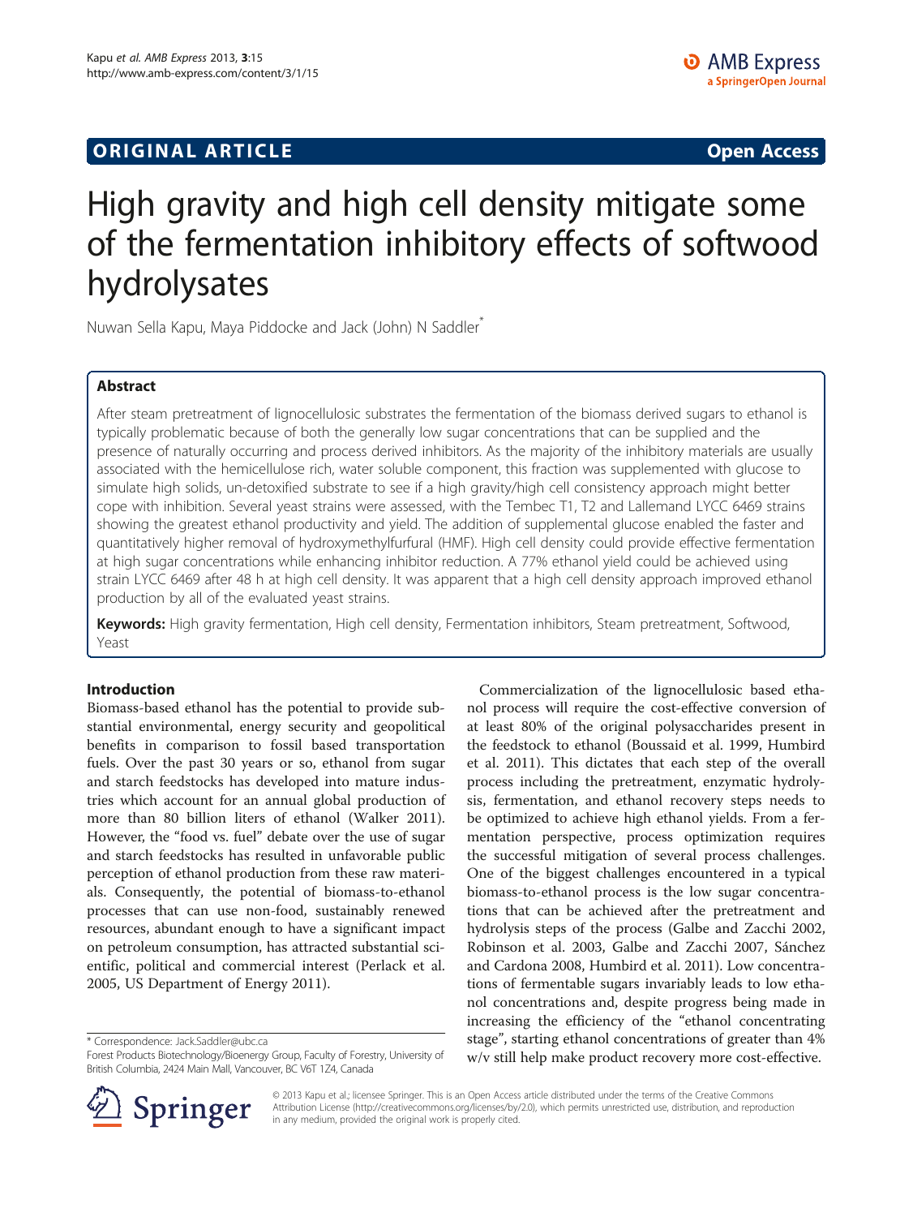**ORIGINAL ARTICLE** **Open Access**

# High gravity and high cell density mitigate some of the fermentation inhibitory effects of softwood hydrolysates

Nuwan Sella Kapu, Maya Piddocke and Jack (John) N Saddler*

## Abstract

After steam pretreatment of lignocellulosic substrates the fermentation of the biomass derived sugars to ethanol is typically problematic because of both the generally low sugar concentrations that can be supplied and the presence of naturally occurring and process derived inhibitors. As the majority of the inhibitory materials are usually associated with the hemicellulose rich, water soluble component, this fraction was supplemented with glucose to simulate high solids, un-detoxified substrate to see if a high gravity/high cell consistency approach might better cope with inhibition. Several yeast strains were assessed, with the Tembec T1, T2 and Lallemand LYCC 6469 strains showing the greatest ethanol productivity and yield. The addition of supplemental glucose enabled the faster and quantitatively higher removal of hydroxymethylfurfural (HMF). High cell density could provide effective fermentation at high sugar concentrations while enhancing inhibitor reduction. A 77% ethanol yield could be achieved using strain LYCC 6469 after 48 h at high cell density. It was apparent that a high cell density approach improved ethanol production by all of the evaluated yeast strains.

**Keywords:** High gravity fermentation, High cell density, Fermentation inhibitors, Steam pretreatment, Softwood, Yeast

## Introduction

Biomass-based ethanol has the potential to provide substantial environmental, energy security and geopolitical benefits in comparison to fossil based transportation fuels. Over the past 30 years or so, ethanol from sugar and starch feedstocks has developed into mature industries which account for an annual global production of more than 80 billion liters of ethanol (Walker 2011). However, the "food vs. fuel" debate over the use of sugar and starch feedstocks has resulted in unfavorable public perception of ethanol production from these raw materials. Consequently, the potential of biomass-to-ethanol processes that can use non-food, sustainably renewed resources, abundant enough to have a significant impact on petroleum consumption, has attracted substantial scientific, political and commercial interest (Perlack et al. 2005, US Department of Energy 2011).

Commercialization of the lignocellulosic based ethanol process will require the cost-effective conversion of at least 80% of the original polysaccharides present in the feedstock to ethanol (Boussaid et al. 1999, Humbird et al. 2011). This dictates that each step of the overall process including the pretreatment, enzymatic hydrolysis, fermentation, and ethanol recovery steps needs to be optimized to achieve high ethanol yields. From a fermentation perspective, process optimization requires the successful mitigation of several process challenges. One of the biggest challenges encountered in a typical biomass-to-ethanol process is the low sugar concentrations that can be achieved after the pretreatment and hydrolysis steps of the process (Galbe and Zacchi 2002, Robinson et al. 2003, Galbe and Zacchi 2007, Sánchez and Cardona 2008, Humbird et al. 2011). Low concentrations of fermentable sugars invariably leads to low ethanol concentrations and, despite progress being made in increasing the efficiency of the "ethanol concentrating stage", starting ethanol concentrations of greater than 4% w/v still help make product recovery more cost-effective.

* Correspondence: Jack.Saddler@ubc.ca
Forest Products Biotechnology/Bioenergy Group, Faculty of Forestry, University of British Columbia, 2424 Main Mall, Vancouver, BC V6T 1Z4, Canada

© 2013 Kapu et al.; licensee Springer. This is an Open Access article distributed under the terms of the Creative Commons Attribution License (http://creativecommons.org/licenses/by/2.0), which permits unrestricted use, distribution, and reproduction in any medium, provided the original work is properly cited.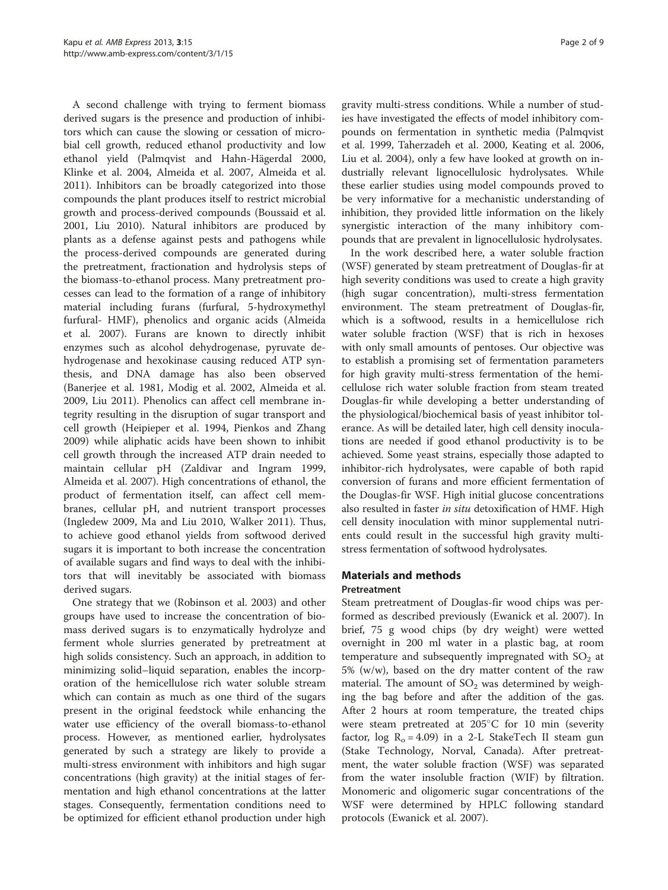A second challenge with trying to ferment biomass derived sugars is the presence and production of inhibitors which can cause the slowing or cessation of microbial cell growth, reduced ethanol productivity and low ethanol yield (Palmqvist and Hahn-Hägerdal 2000, Klinke et al. 2004, Almeida et al. 2007, Almeida et al. 2011). Inhibitors can be broadly categorized into those compounds the plant produces itself to restrict microbial growth and process-derived compounds (Boussaid et al. 2001, Liu 2010). Natural inhibitors are produced by plants as a defense against pests and pathogens while the process-derived compounds are generated during the pretreatment, fractionation and hydrolysis steps of the biomass-to-ethanol process. Many pretreatment processes can lead to the formation of a range of inhibitory material including furans (furfural, 5-hydroxymethyl furfural- HMF), phenolics and organic acids (Almeida et al. 2007). Furans are known to directly inhibit enzymes such as alcohol dehydrogenase, pyruvate dehydrogenase and hexokinase causing reduced ATP synthesis, and DNA damage has also been observed (Banerjee et al. 1981, Modig et al. 2002, Almeida et al. 2009, Liu 2011). Phenolics can affect cell membrane integrity resulting in the disruption of sugar transport and cell growth (Heipieper et al. 1994, Pienkos and Zhang 2009) while aliphatic acids have been shown to inhibit cell growth through the increased ATP drain needed to maintain cellular pH (Zaldivar and Ingram 1999, Almeida et al. 2007). High concentrations of ethanol, the product of fermentation itself, can affect cell membranes, cellular pH, and nutrient transport processes (Ingledew 2009, Ma and Liu 2010, Walker 2011). Thus, to achieve good ethanol yields from softwood derived sugars it is important to both increase the concentration of available sugars and find ways to deal with the inhibitors that will inevitably be associated with biomass derived sugars.

One strategy that we (Robinson et al. 2003) and other groups have used to increase the concentration of biomass derived sugars is to enzymatically hydrolyze and ferment whole slurries generated by pretreatment at high solids consistency. Such an approach, in addition to minimizing solid–liquid separation, enables the incorporation of the hemicellulose rich water soluble stream which can contain as much as one third of the sugars present in the original feedstock while enhancing the water use efficiency of the overall biomass-to-ethanol process. However, as mentioned earlier, hydrolysates generated by such a strategy are likely to provide a multi-stress environment with inhibitors and high sugar concentrations (high gravity) at the initial stages of fermentation and high ethanol concentrations at the latter stages. Consequently, fermentation conditions need to be optimized for efficient ethanol production under high gravity multi-stress conditions. While a number of studies have investigated the effects of model inhibitory compounds on fermentation in synthetic media (Palmqvist et al. 1999, Taherzadeh et al. 2000, Keating et al. 2006, Liu et al. 2004), only a few have looked at growth on industrially relevant lignocellulosic hydrolysates. While these earlier studies using model compounds proved to be very informative for a mechanistic understanding of inhibition, they provided little information on the likely synergistic interaction of the many inhibitory compounds that are prevalent in lignocellulosic hydrolysates.

In the work described here, a water soluble fraction (WSF) generated by steam pretreatment of Douglas-fir at high severity conditions was used to create a high gravity (high sugar concentration), multi-stress fermentation environment. The steam pretreatment of Douglas-fir, which is a softwood, results in a hemicellulose rich water soluble fraction (WSF) that is rich in hexoses with only small amounts of pentoses. Our objective was to establish a promising set of fermentation parameters for high gravity multi-stress fermentation of the hemicellulose rich water soluble fraction from steam treated Douglas-fir while developing a better understanding of the physiological/biochemical basis of yeast inhibitor tolerance. As will be detailed later, high cell density inoculations are needed if good ethanol productivity is to be achieved. Some yeast strains, especially those adapted to inhibitor-rich hydrolysates, were capable of both rapid conversion of furans and more efficient fermentation of the Douglas-fir WSF. High initial glucose concentrations also resulted in faster *in situ* detoxification of HMF. High cell density inoculation with minor supplemental nutrients could result in the successful high gravity multi-stress fermentation of softwood hydrolysates.

## Materials and methods

### Pretreatment

Steam pretreatment of Douglas-fir wood chips was performed as described previously (Ewanick et al. 2007). In brief, 75 g wood chips (by dry weight) were wetted overnight in 200 ml water in a plastic bag, at room temperature and subsequently impregnated with $SO_2$ at 5% (w/w), based on the dry matter content of the raw material. The amount of $SO_2$ was determined by weighing the bag before and after the addition of the gas. After 2 hours at room temperature, the treated chips were steam pretreated at 205°C for 10 min (severity factor, $\log R_o = 4.09$) in a 2-L StakeTech II steam gun (Stake Technology, Norval, Canada). After pretreatment, the water soluble fraction (WSF) was separated from the water insoluble fraction (WIF) by filtration. Monomeric and oligomeric sugar concentrations of the WSF were determined by HPLC following standard protocols (Ewanick et al. 2007).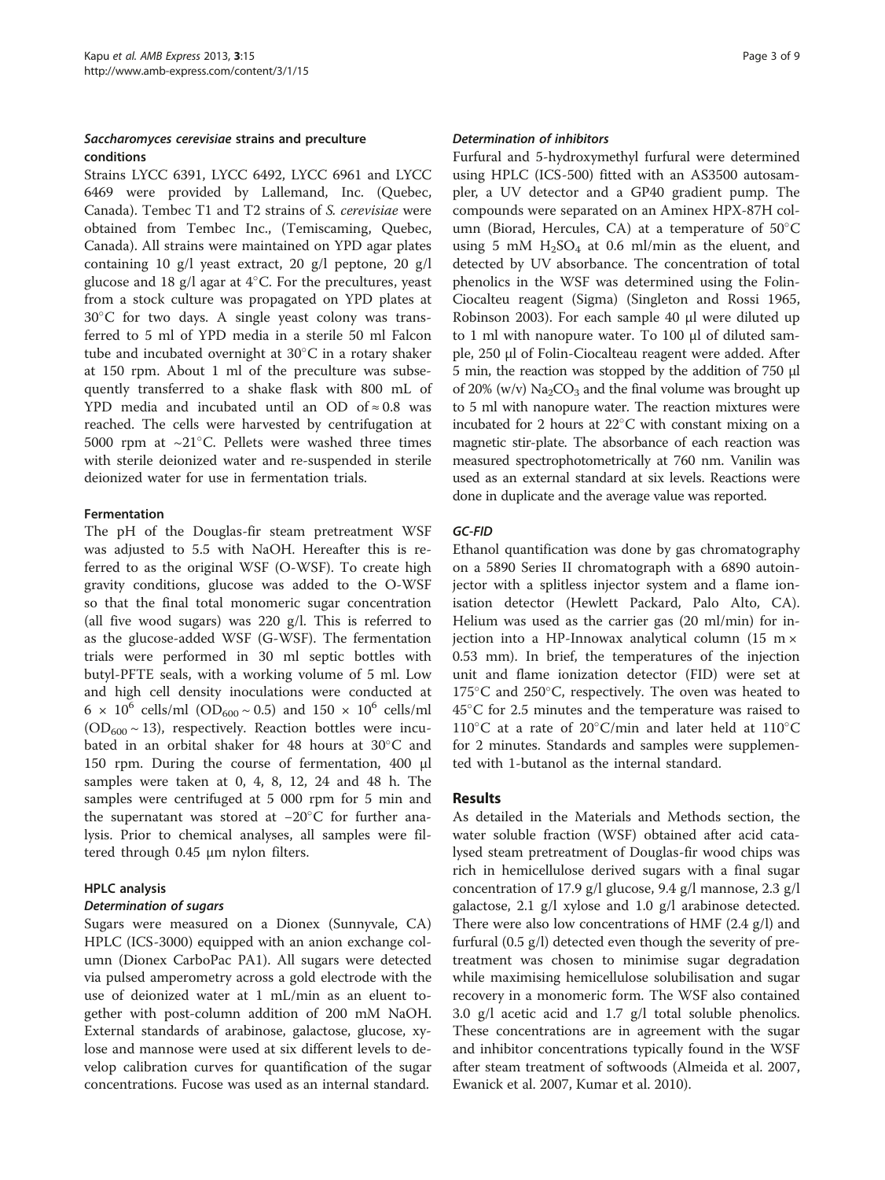### *Saccharomyces cerevisiae* strains and preculture conditions

Strains LYCC 6391, LYCC 6492, LYCC 6961 and LYCC 6469 were provided by Lallemand, Inc. (Quebec, Canada). Tembec T1 and T2 strains of *S. cerevisiae* were obtained from Tembec Inc., (Temiscaming, Quebec, Canada). All strains were maintained on YPD agar plates containing 10 g/l yeast extract, 20 g/l peptone, 20 g/l glucose and 18 g/l agar at 4°C. For the precultures, yeast from a stock culture was propagated on YPD plates at 30°C for two days. A single yeast colony was transferred to 5 ml of YPD media in a sterile 50 ml Falcon tube and incubated overnight at 30°C in a rotary shaker at 150 rpm. About 1 ml of the preculture was subsequently transferred to a shake flask with 800 mL of YPD media and incubated until an OD of ≈ 0.8 was reached. The cells were harvested by centrifugation at 5000 rpm at ~21°C. Pellets were washed three times with sterile deionized water and re-suspended in sterile deionized water for use in fermentation trials.

### Fermentation

The pH of the Douglas-fir steam pretreatment WSF was adjusted to 5.5 with NaOH. Hereafter this is referred to as the original WSF (O-WSF). To create high gravity conditions, glucose was added to the O-WSF so that the final total monomeric sugar concentration (all five wood sugars) was 220 g/l. This is referred to as the glucose-added WSF (G-WSF). The fermentation trials were performed in 30 ml septic bottles with butyl-PFTE seals, with a working volume of 5 ml. Low and high cell density inoculations were conducted at $6 \times 10^6$ cells/ml ($OD_{600} \sim 0.5$) and $150 \times 10^6$ cells/ml ($OD_{600} \sim 13$), respectively. Reaction bottles were incubated in an orbital shaker for 48 hours at 30°C and 150 rpm. During the course of fermentation, 400 µl samples were taken at 0, 4, 8, 12, 24 and 48 h. The samples were centrifuged at 5 000 rpm for 5 min and the supernatant was stored at −20°C for further analysis. Prior to chemical analyses, all samples were filtered through 0.45 µm nylon filters.

### HPLC analysis

#### *Determination of sugars*

Sugars were measured on a Dionex (Sunnyvale, CA) HPLC (ICS-3000) equipped with an anion exchange column (Dionex CarboPac PA1). All sugars were detected via pulsed amperometry across a gold electrode with the use of deionized water at 1 mL/min as an eluent together with post-column addition of 200 mM NaOH. External standards of arabinose, galactose, glucose, xylose and mannose were used at six different levels to develop calibration curves for quantification of the sugar concentrations. Fucose was used as an internal standard.

#### *Determination of inhibitors*

Furfural and 5-hydroxymethyl furfural were determined using HPLC (ICS-500) fitted with an AS3500 autosampler, a UV detector and a GP40 gradient pump. The compounds were separated on an Aminex HPX-87H column (Biorad, Hercules, CA) at a temperature of 50°C using 5 mM $H_2SO_4$ at 0.6 ml/min as the eluent, and detected by UV absorbance. The concentration of total phenolics in the WSF was determined using the Folin-Ciocalteu reagent (Sigma) (Singleton and Rossi 1965, Robinson 2003). For each sample 40 µl were diluted up to 1 ml with nanopure water. To 100 µl of diluted sample, 250 µl of Folin-Ciocalteau reagent were added. After 5 min, the reaction was stopped by the addition of 750 µl of 20% (w/v) $Na_2CO_3$ and the final volume was brought up to 5 ml with nanopure water. The reaction mixtures were incubated for 2 hours at 22°C with constant mixing on a magnetic stir-plate. The absorbance of each reaction was measured spectrophotometrically at 760 nm. Vanilin was used as an external standard at six levels. Reactions were done in duplicate and the average value was reported.

#### *GC-FID*

Ethanol quantification was done by gas chromatography on a 5890 Series II chromatograph with a 6890 autoinjector with a splitless injector system and a flame ionisation detector (Hewlett Packard, Palo Alto, CA). Helium was used as the carrier gas (20 ml/min) for injection into a HP-Innowax analytical column (15 m × 0.53 mm). In brief, the temperatures of the injection unit and flame ionization detector (FID) were set at 175°C and 250°C, respectively. The oven was heated to 45°C for 2.5 minutes and the temperature was raised to 110°C at a rate of 20°C/min and later held at 110°C for 2 minutes. Standards and samples were supplemented with 1-butanol as the internal standard.

## Results

As detailed in the Materials and Methods section, the water soluble fraction (WSF) obtained after acid catalysed steam pretreatment of Douglas-fir wood chips was rich in hemicellulose derived sugars with a final sugar concentration of 17.9 g/l glucose, 9.4 g/l mannose, 2.3 g/l galactose, 2.1 g/l xylose and 1.0 g/l arabinose detected. There were also low concentrations of HMF (2.4 g/l) and furfural (0.5 g/l) detected even though the severity of pretreatment was chosen to minimise sugar degradation while maximising hemicellulose solubilisation and sugar recovery in a monomeric form. The WSF also contained 3.0 g/l acetic acid and 1.7 g/l total soluble phenolics. These concentrations are in agreement with the sugar and inhibitor concentrations typically found in the WSF after steam treatment of softwoods (Almeida et al. 2007, Ewanick et al. 2007, Kumar et al. 2010).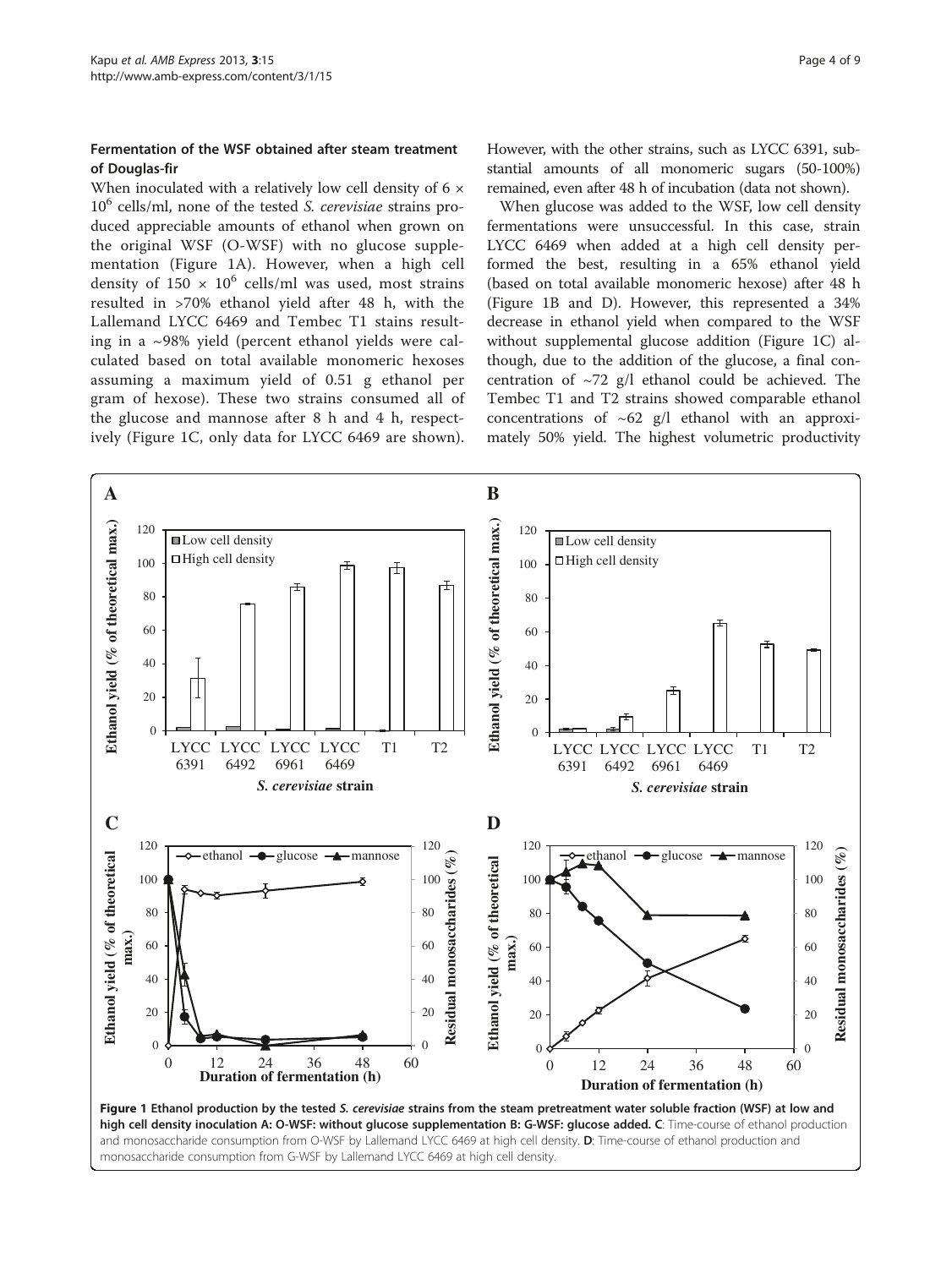### Fermentation of the WSF obtained after steam treatment of Douglas-fir

When inoculated with a relatively low cell density of $6 \times 10^6$ cells/ml, none of the tested *S. cerevisiae* strains produced appreciable amounts of ethanol when grown on the original WSF (O-WSF) with no glucose supplementation (Figure 1A). However, when a high cell density of $150 \times 10^6$ cells/ml was used, most strains resulted in >70% ethanol yield after 48 h, with the Lallemand LYCC 6469 and Tembec T1 stains resulting in a ~98% yield (percent ethanol yields were calculated based on total available monomeric hexoses assuming a maximum yield of 0.51 g ethanol per gram of hexose). These two strains consumed all of the glucose and mannose after 8 h and 4 h, respectively (Figure 1C, only data for LYCC 6469 are shown). However, with the other strains, such as LYCC 6391, substantial amounts of all monomeric sugars (50-100%) remained, even after 48 h of incubation (data not shown).

When glucose was added to the WSF, low cell density fermentations were unsuccessful. In this case, strain LYCC 6469 when added at a high cell density performed the best, resulting in a 65% ethanol yield (based on total available monomeric hexose) after 48 h (Figure 1B and D). However, this represented a 34% decrease in ethanol yield when compared to the WSF without supplemental glucose addition (Figure 1C) although, due to the addition of the glucose, a final concentration of ~72 g/l ethanol could be achieved. The Tembec T1 and T2 strains showed comparable ethanol concentrations of ~62 g/l ethanol with an approximately 50% yield. The highest volumetric productivity

**Figure 1 Ethanol production by the tested *S. cerevisiae* strains from the steam pretreatment water soluble fraction (WSF) at low and high cell density inoculation A: O-WSF: without glucose supplementation B: G-WSF: glucose added. C**: Time-course of ethanol production and monosaccharide consumption from O-WSF by Lallemand LYCC 6469 at high cell density. **D**: Time-course of ethanol production and monosaccharide consumption from G-WSF by Lallemand LYCC 6469 at high cell density.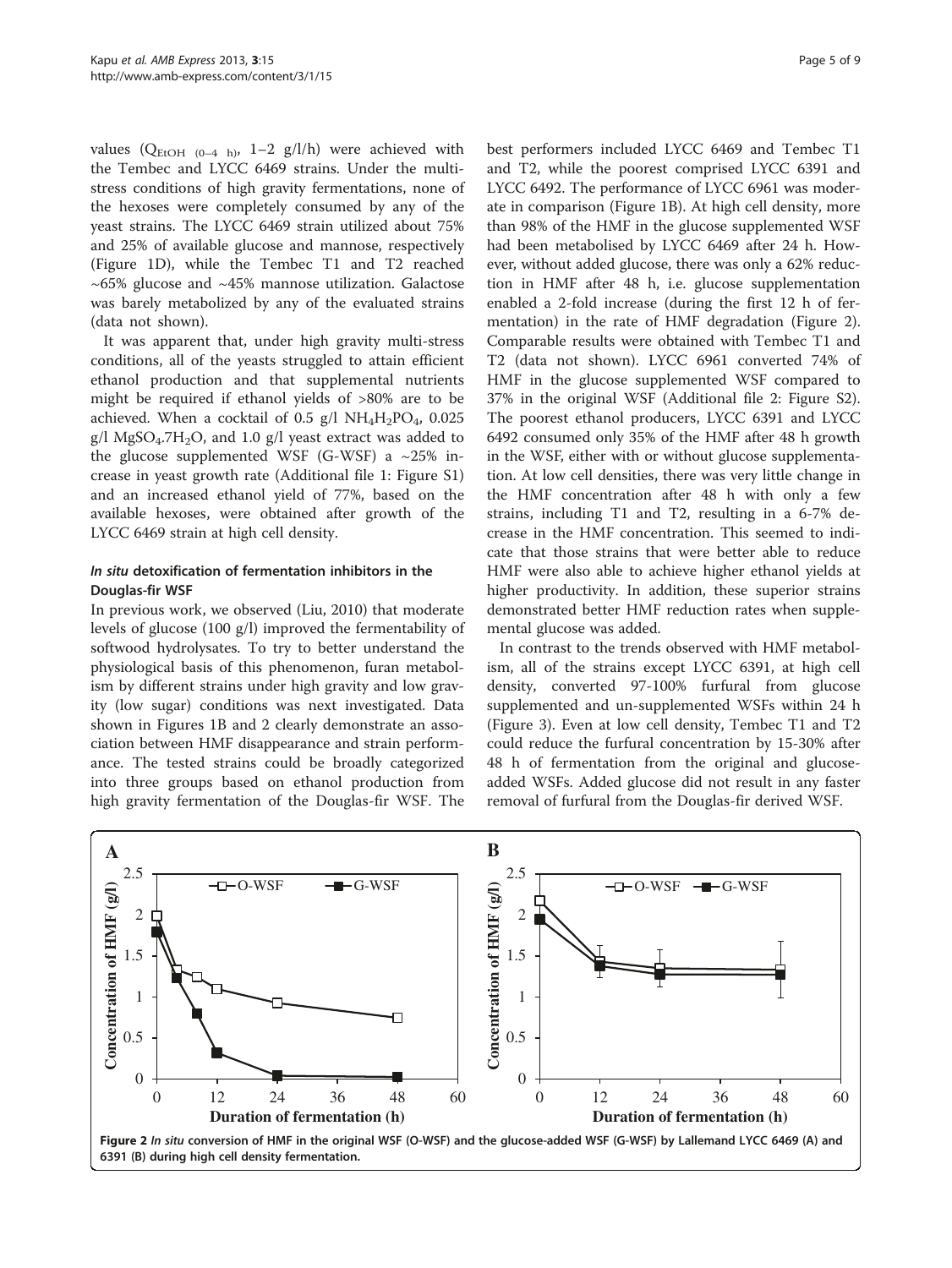values ($Q_{EtOH\ (0-4\ h)}$, 1–2 g/l/h) were achieved with the Tembec and LYCC 6469 strains. Under the multi-stress conditions of high gravity fermentations, none of the hexoses were completely consumed by any of the yeast strains. The LYCC 6469 strain utilized about 75% and 25% of available glucose and mannose, respectively (Figure 1D), while the Tembec T1 and T2 reached ~65% glucose and ~45% mannose utilization. Galactose was barely metabolized by any of the evaluated strains (data not shown).

It was apparent that, under high gravity multi-stress conditions, all of the yeasts struggled to attain efficient ethanol production and that supplemental nutrients might be required if ethanol yields of >80% are to be achieved. When a cocktail of 0.5 g/l $NH_4H_2PO_4$, 0.025 g/l $MgSO_4.7H_2O$, and 1.0 g/l yeast extract was added to the glucose supplemented WSF (G-WSF) a ~25% increase in yeast growth rate (Additional file 1: Figure S1) and an increased ethanol yield of 77%, based on the available hexoses, were obtained after growth of the LYCC 6469 strain at high cell density.

### *In situ* detoxification of fermentation inhibitors in the Douglas-fir WSF

In previous work, we observed (Liu, 2010) that moderate levels of glucose (100 g/l) improved the fermentability of softwood hydrolysates. To try to better understand the physiological basis of this phenomenon, furan metabolism by different strains under high gravity and low gravity (low sugar) conditions was next investigated. Data shown in Figures 1B and 2 clearly demonstrate an association between HMF disappearance and strain performance. The tested strains could be broadly categorized into three groups based on ethanol production from high gravity fermentation of the Douglas-fir WSF. The best performers included LYCC 6469 and Tembec T1 and T2, while the poorest comprised LYCC 6391 and LYCC 6492. The performance of LYCC 6961 was moderate in comparison (Figure 1B). At high cell density, more than 98% of the HMF in the glucose supplemented WSF had been metabolised by LYCC 6469 after 24 h. However, without added glucose, there was only a 62% reduction in HMF after 48 h, i.e. glucose supplementation enabled a 2-fold increase (during the first 12 h of fermentation) in the rate of HMF degradation (Figure 2). Comparable results were obtained with Tembec T1 and T2 (data not shown). LYCC 6961 converted 74% of HMF in the glucose supplemented WSF compared to 37% in the original WSF (Additional file 2: Figure S2). The poorest ethanol producers, LYCC 6391 and LYCC 6492 consumed only 35% of the HMF after 48 h growth in the WSF, either with or without glucose supplementation. At low cell densities, there was very little change in the HMF concentration after 48 h with only a few strains, including T1 and T2, resulting in a 6-7% decrease in the HMF concentration. This seemed to indicate that those strains that were better able to reduce HMF were also able to achieve higher ethanol yields at higher productivity. In addition, these superior strains demonstrated better HMF reduction rates when supplemental glucose was added.

In contrast to the trends observed with HMF metabolism, all of the strains except LYCC 6391, at high cell density, converted 97-100% furfural from glucose supplemented and un-supplemented WSFs within 24 h (Figure 3). Even at low cell density, Tembec T1 and T2 could reduce the furfural concentration by 15-30% after 48 h of fermentation from the original and glucose-added WSFs. Added glucose did not result in any faster removal of furfural from the Douglas-fir derived WSF.

**Figure 2** *In situ* **conversion of HMF in the original WSF (O-WSF) and the glucose-added WSF (G-WSF) by Lallemand LYCC 6469 (A) and 6391 (B) during high cell density fermentation.**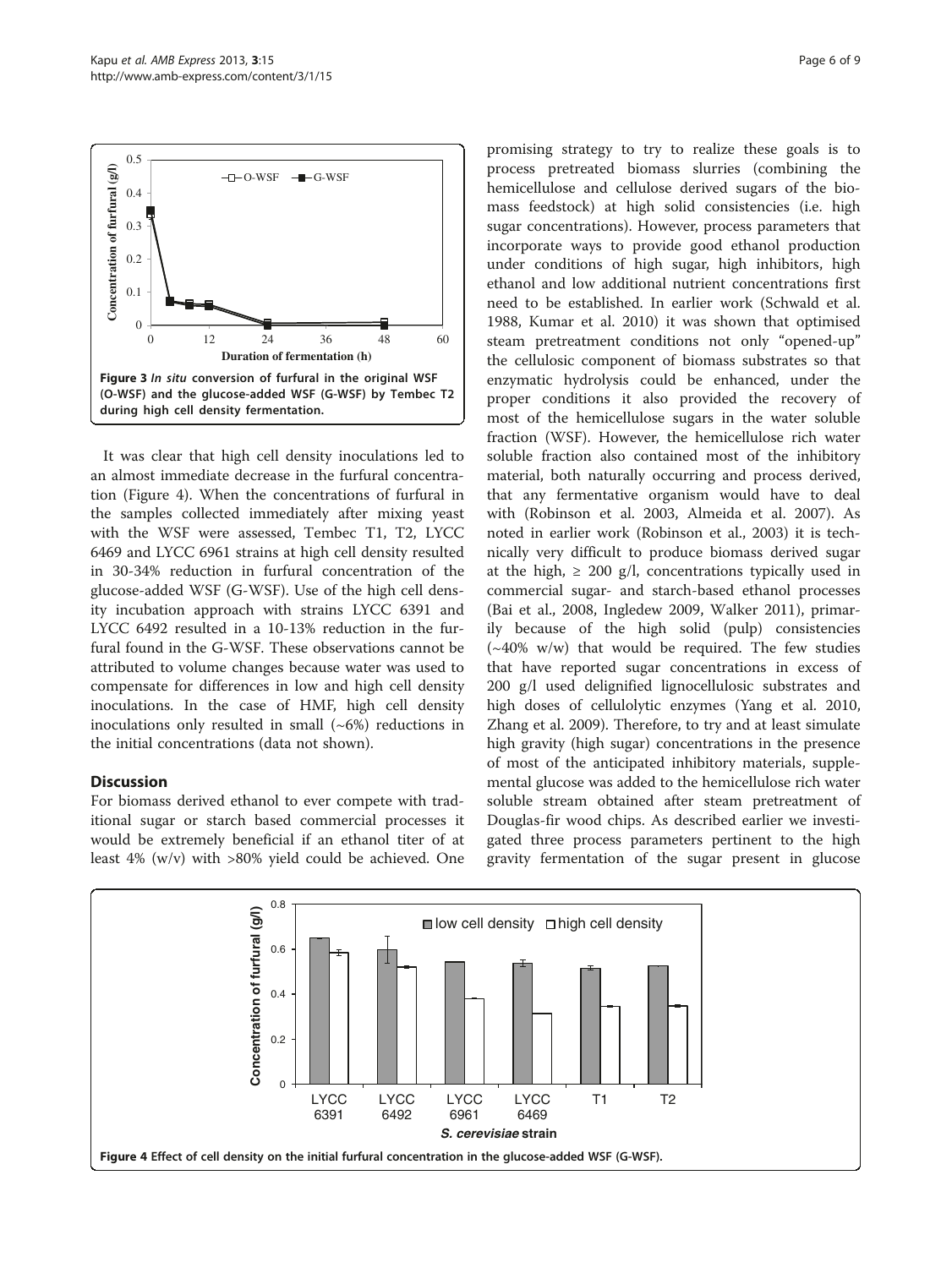Figure 3 *In situ* conversion of furfural in the original WSF (O-WSF) and the glucose-added WSF (G-WSF) by Tembec T2 during high cell density fermentation.

It was clear that high cell density inoculations led to an almost immediate decrease in the furfural concentration (Figure 4). When the concentrations of furfural in the samples collected immediately after mixing yeast with the WSF were assessed, Tembec T1, T2, LYCC 6469 and LYCC 6961 strains at high cell density resulted in 30-34% reduction in furfural concentration of the glucose-added WSF (G-WSF). Use of the high cell density incubation approach with strains LYCC 6391 and LYCC 6492 resulted in a 10-13% reduction in the furfural found in the G-WSF. These observations cannot be attributed to volume changes because water was used to compensate for differences in low and high cell density inoculations. In the case of HMF, high cell density inoculations only resulted in small (~6%) reductions in the initial concentrations (data not shown).

## Discussion

For biomass derived ethanol to ever compete with traditional sugar or starch based commercial processes it would be extremely beneficial if an ethanol titer of at least 4% (w/v) with >80% yield could be achieved. One promising strategy to try to realize these goals is to process pretreated biomass slurries (combining the hemicellulose and cellulose derived sugars of the biomass feedstock) at high solid consistencies (i.e. high sugar concentrations). However, process parameters that incorporate ways to provide good ethanol production under conditions of high sugar, high inhibitors, high ethanol and low additional nutrient concentrations first need to be established. In earlier work (Schwald et al. 1988, Kumar et al. 2010) it was shown that optimised steam pretreatment conditions not only "opened-up" the cellulosic component of biomass substrates so that enzymatic hydrolysis could be enhanced, under the proper conditions it also provided the recovery of most of the hemicellulose sugars in the water soluble fraction (WSF). However, the hemicellulose rich water soluble fraction also contained most of the inhibitory material, both naturally occurring and process derived, that any fermentative organism would have to deal with (Robinson et al. 2003, Almeida et al. 2007). As noted in earlier work (Robinson et al., 2003) it is technically very difficult to produce biomass derived sugar at the high, ≥ 200 g/l, concentrations typically used in commercial sugar- and starch-based ethanol processes (Bai et al., 2008, Ingledew 2009, Walker 2011), primarily because of the high solid (pulp) consistencies (~40% w/w) that would be required. The few studies that have reported sugar concentrations in excess of 200 g/l used delignified lignocellulosic substrates and high doses of cellulolytic enzymes (Yang et al. 2010, Zhang et al. 2009). Therefore, to try and at least simulate high gravity (high sugar) concentrations in the presence of most of the anticipated inhibitory materials, supplemental glucose was added to the hemicellulose rich water soluble stream obtained after steam pretreatment of Douglas-fir wood chips. As described earlier we investigated three process parameters pertinent to the high gravity fermentation of the sugar present in glucose

Figure 4 Effect of cell density on the initial furfural concentration in the glucose-added WSF (G-WSF).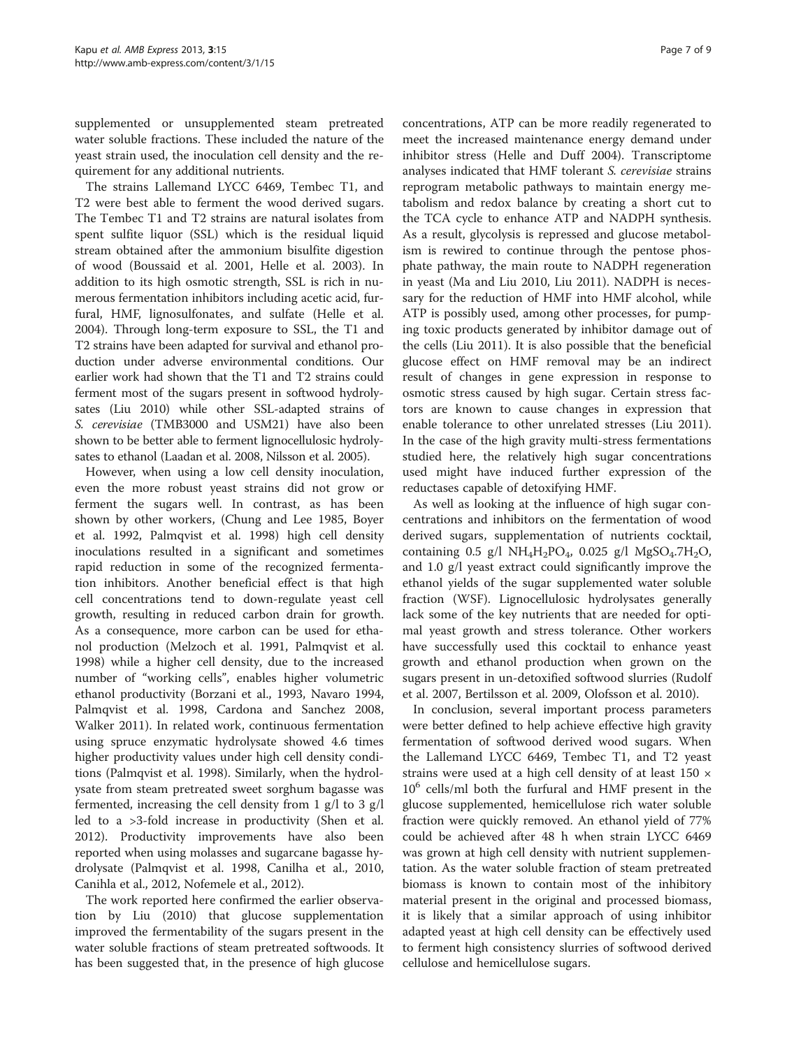supplemented or unsupplemented steam pretreated water soluble fractions. These included the nature of the yeast strain used, the inoculation cell density and the requirement for any additional nutrients.

The strains Lallemand LYCC 6469, Tembec T1, and T2 were best able to ferment the wood derived sugars. The Tembec T1 and T2 strains are natural isolates from spent sulfite liquor (SSL) which is the residual liquid stream obtained after the ammonium bisulfite digestion of wood (Boussaid et al. 2001, Helle et al. 2003). In addition to its high osmotic strength, SSL is rich in numerous fermentation inhibitors including acetic acid, furfural, HMF, lignosulfonates, and sulfate (Helle et al. 2004). Through long-term exposure to SSL, the T1 and T2 strains have been adapted for survival and ethanol production under adverse environmental conditions. Our earlier work had shown that the T1 and T2 strains could ferment most of the sugars present in softwood hydrolysates (Liu 2010) while other SSL-adapted strains of *S. cerevisiae* (TMB3000 and USM21) have also been shown to be better able to ferment lignocellulosic hydrolysates to ethanol (Laadan et al. 2008, Nilsson et al. 2005).

However, when using a low cell density inoculation, even the more robust yeast strains did not grow or ferment the sugars well. In contrast, as has been shown by other workers, (Chung and Lee 1985, Boyer et al. 1992, Palmqvist et al. 1998) high cell density inoculations resulted in a significant and sometimes rapid reduction in some of the recognized fermentation inhibitors. Another beneficial effect is that high cell concentrations tend to down-regulate yeast cell growth, resulting in reduced carbon drain for growth. As a consequence, more carbon can be used for ethanol production (Melzoch et al. 1991, Palmqvist et al. 1998) while a higher cell density, due to the increased number of "working cells", enables higher volumetric ethanol productivity (Borzani et al., 1993, Navaro 1994, Palmqvist et al. 1998, Cardona and Sanchez 2008, Walker 2011). In related work, continuous fermentation using spruce enzymatic hydrolysate showed 4.6 times higher productivity values under high cell density conditions (Palmqvist et al. 1998). Similarly, when the hydrolysate from steam pretreated sweet sorghum bagasse was fermented, increasing the cell density from 1 g/l to 3 g/l led to a >3-fold increase in productivity (Shen et al. 2012). Productivity improvements have also been reported when using molasses and sugarcane bagasse hydrolysate (Palmqvist et al. 1998, Canilha et al., 2010, Canihla et al., 2012, Nofemele et al., 2012).

The work reported here confirmed the earlier observation by Liu (2010) that glucose supplementation improved the fermentability of the sugars present in the water soluble fractions of steam pretreated softwoods. It has been suggested that, in the presence of high glucose concentrations, ATP can be more readily regenerated to meet the increased maintenance energy demand under inhibitor stress (Helle and Duff 2004). Transcriptome analyses indicated that HMF tolerant *S. cerevisiae* strains reprogram metabolic pathways to maintain energy metabolism and redox balance by creating a short cut to the TCA cycle to enhance ATP and NADPH synthesis. As a result, glycolysis is repressed and glucose metabolism is rewired to continue through the pentose phosphate pathway, the main route to NADPH regeneration in yeast (Ma and Liu 2010, Liu 2011). NADPH is necessary for the reduction of HMF into HMF alcohol, while ATP is possibly used, among other processes, for pumping toxic products generated by inhibitor damage out of the cells (Liu 2011). It is also possible that the beneficial glucose effect on HMF removal may be an indirect result of changes in gene expression in response to osmotic stress caused by high sugar. Certain stress factors are known to cause changes in expression that enable tolerance to other unrelated stresses (Liu 2011). In the case of the high gravity multi-stress fermentations studied here, the relatively high sugar concentrations used might have induced further expression of the reductases capable of detoxifying HMF.

As well as looking at the influence of high sugar concentrations and inhibitors on the fermentation of wood derived sugars, supplementation of nutrients cocktail, containing 0.5 g/l $NH_4H_2PO_4$, 0.025 g/l $MgSO_4.7H_2O$, and 1.0 g/l yeast extract could significantly improve the ethanol yields of the sugar supplemented water soluble fraction (WSF). Lignocellulosic hydrolysates generally lack some of the key nutrients that are needed for optimal yeast growth and stress tolerance. Other workers have successfully used this cocktail to enhance yeast growth and ethanol production when grown on the sugars present in un-detoxified softwood slurries (Rudolf et al. 2007, Bertilsson et al. 2009, Olofsson et al. 2010).

In conclusion, several important process parameters were better defined to help achieve effective high gravity fermentation of softwood derived wood sugars. When the Lallemand LYCC 6469, Tembec T1, and T2 yeast strains were used at a high cell density of at least $150 \times 10^6$ cells/ml both the furfural and HMF present in the glucose supplemented, hemicellulose rich water soluble fraction were quickly removed. An ethanol yield of 77% could be achieved after 48 h when strain LYCC 6469 was grown at high cell density with nutrient supplementation. As the water soluble fraction of steam pretreated biomass is known to contain most of the inhibitory material present in the original and processed biomass, it is likely that a similar approach of using inhibitor adapted yeast at high cell density can be effectively used to ferment high consistency slurries of softwood derived cellulose and hemicellulose sugars.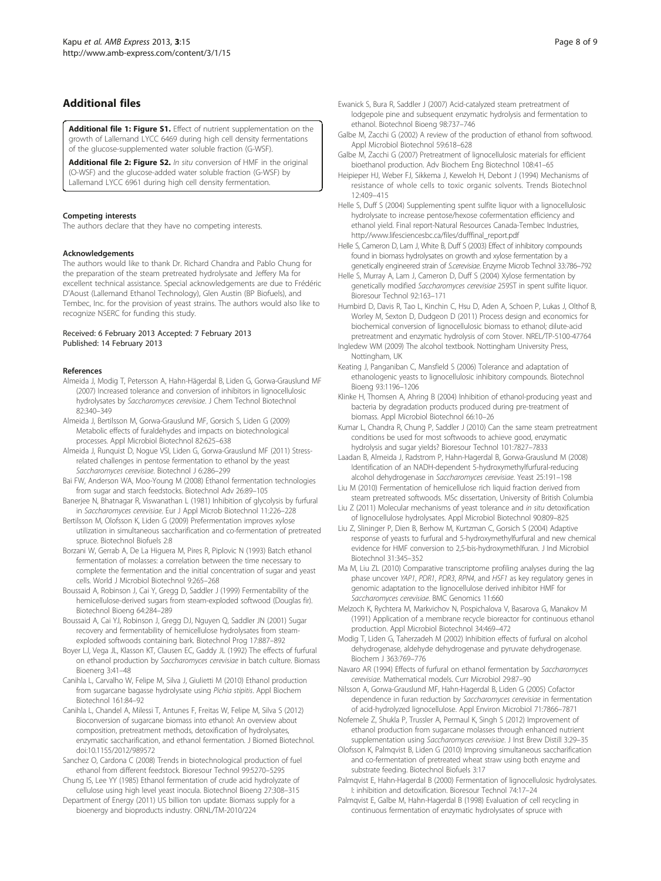## Additional files

**Additional file 1: Figure S1.** Effect of nutrient supplementation on the growth of Lallemand LYCC 6469 during high cell density fermentations of the glucose-supplemented water soluble fraction (G-WSF).

**Additional file 2: Figure S2.** *In situ* conversion of HMF in the original (O-WSF) and the glucose-added water soluble fraction (G-WSF) by Lallemand LYCC 6961 during high cell density fermentation.

#### Competing interests

The authors declare that they have no competing interests.

#### Acknowledgements

The authors would like to thank Dr. Richard Chandra and Pablo Chung for the preparation of the steam pretreated hydrolysate and Jeffery Ma for excellent technical assistance. Special acknowledgements are due to Frédéric D'Aoust (Lallemand Ethanol Technology), Glen Austin (BP Biofuels), and Tembec, Inc. for the provision of yeast strains. The authors would also like to recognize NSERC for funding this study.

Received: 6 February 2013 Accepted: 7 February 2013
Published: 14 February 2013

#### References

Almeida J, Modig T, Petersson A, Hahn-Hägerdal B, Liden G, Gorwa-Grauslund MF (2007) Increased tolerance and conversion of inhibitors in lignocellulosic hydrolysates by *Saccharomyces cerevisiae*. J Chem Technol Biotechnol 82:340–349

Almeida J, Bertilsson M, Gorwa-Grauslund MF, Gorsich S, Liden G (2009) Metabolic effects of furaldehydes and impacts on biotechnological processes. Appl Microbiol Biotechnol 82:625–638

Almeida J, Runquist D, Nogue VSI, Liden G, Gorwa-Grauslund MF (2011) Stress-related challenges in pentose fermentation to ethanol by the yeast *Saccharomyces cerevisiae*. Biotechnol J 6:286–299

Bai FW, Anderson WA, Moo-Young M (2008) Ethanol fermentation technologies from sugar and starch feedstocks. Biotechnol Adv 26:89–105

Banerjee N, Bhatnagar R, Viswanathan L (1981) Inhibition of glycolysis by furfural in *Saccharomyces cerevisiae*. Eur J Appl Microb Biotechnol 11:226–228

Bertilsson M, Olofsson K, Liden G (2009) Prefermentation improves xylose utilization in simultaneous saccharification and co-fermentation of pretreated spruce. Biotechnol Biofuels 2:8

Borzani W, Gerrab A, De La Higuera M, Pires R, Piplovic N (1993) Batch ethanol fermentation of molasses: a correlation between the time necessary to complete the fermentation and the initial concentration of sugar and yeast cells. World J Microbiol Biotechnol 9:265–268

Boussaid A, Robinson J, Cai Y, Gregg D, Saddler J (1999) Fermentability of the hemicellulose-derived sugars from steam-exploded softwood (Douglas fir). Biotechnol Bioeng 64:284–289

Boussaid A, Cai YJ, Robinson J, Gregg DJ, Nguyen Q, Saddler JN (2001) Sugar recovery and fermentability of hemicellulose hydrolysates from steam-exploded softwoods containing bark. Biotechnol Prog 17:887–892

Boyer LJ, Vega JL, Klasson KT, Clausen EC, Gaddy JL (1992) The effects of furfural on ethanol production by *Saccharomyces cerevisiae* in batch culture. Biomass Bioenerg 3:41–48

Canihla L, Carvalho W, Felipe M, Silva J, Giulietti M (2010) Ethanol production from sugarcane bagasse hydrolysate using *Pichia stipitis*. Appl Biochem Biotechnol 161:84–92

Canihla L, Chandel A, Milessi T, Antunes F, Freitas W, Felipe M, Silva S (2012) Bioconversion of sugarcane biomass into ethanol: An overview about composition, pretreatment methods, detoxification of hydrolysates, enzymatic saccharification, and ethanol fermentation. J Biomed Biotechnol. doi:10.1155/2012/989572

Sanchez O, Cardona C (2008) Trends in biotechnological production of fuel ethanol from different feedstock. Bioresour Technol 99:5270–5295

Chung IS, Lee YY (1985) Ethanol fermentation of crude acid hydrolyzate of cellulose using high level yeast inocula. Biotechnol Bioeng 27:308–315

Department of Energy (2011) US billion ton update: Biomass supply for a bioenergy and bioproducts industry. ORNL/TM-2010/224

Ewanick S, Bura R, Saddler J (2007) Acid-catalyzed steam pretreatment of lodgepole pine and subsequent enzymatic hydrolysis and fermentation to ethanol. Biotechnol Bioeng 98:737–746

Galbe M, Zacchi G (2002) A review of the production of ethanol from softwood. Appl Microbiol Biotechnol 59:618–628

Galbe M, Zacchi G (2007) Pretreatment of lignocellulosic materials for efficient bioethanol production. Adv Biochem Eng Biotechnol 108:41–65

Heipieper HJ, Weber FJ, Sikkema J, Keweloh H, Debont J (1994) Mechanisms of resistance of whole cells to toxic organic solvents. Trends Biotechnol 12:409–415

Helle S, Duff S (2004) Supplementing spent sulfite liquor with a lignocellulosic hydrolysate to increase pentose/hexose cofermentation efficiency and ethanol yield. Final report-Natural Resources Canada-Tembec Industries, http://www.lifesciencesbc.ca/files/dufffinal_report.pdf

Helle S, Cameron D, Lam J, White B, Duff S (2003) Effect of inhibitory compounds found in biomass hydrolysates on growth and xylose fermentation by a genetically engineered strain of *S.cerevisiae*. Enzyme Microb Technol 33:786–792

Helle S, Murray A, Lam J, Cameron D, Duff S (2004) Xylose fermentation by genetically modified *Saccharomyces cerevisiae* 259ST in spent sulfite liquor. Bioresour Technol 92:163–171

Humbird D, Davis R, Tao L, Kinchin C, Hsu D, Aden A, Schoen P, Lukas J, Olthof B, Worley M, Sexton D, Dudgeon D (2011) Process design and economics for biochemical conversion of lignocellulosic biomass to ethanol; dilute-acid pretreatment and enzymatic hydrolysis of corn Stover. NREL/TP-5100-47764

Ingledew WM (2009) The alcohol textbook. Nottingham University Press, Nottingham, UK

Keating J, Panganiban C, Mansfield S (2006) Tolerance and adaptation of ethanologenic yeasts to lignocellulosic inhibitory compounds. Biotechnol Bioeng 93:1196–1206

Klinke H, Thomsen A, Ahring B (2004) Inhibition of ethanol-producing yeast and bacteria by degradation products produced during pre-treatment of biomass. Appl Microbiol Biotechnol 66:10–26

Kumar L, Chandra R, Chung P, Saddler J (2010) Can the same steam pretreatment conditions be used for most softwoods to achieve good, enzymatic hydrolysis and sugar yields? Bioresour Technol 101:7827–7833

Laadan B, Almeida J, Radstrom P, Hahn-Hagerdal B, Gorwa-Grauslund M (2008) Identification of an NADH-dependent 5-hydroxymethylfurfural-reducing alcohol dehydrogenase in *Saccharomyces cerevisiae*. Yeast 25:191–198

Liu M (2010) Fermentation of hemicellulose rich liquid fraction derived from steam pretreated softwoods. MSc dissertation, University of British Columbia

Liu Z (2011) Molecular mechanisms of yeast tolerance and *in situ* detoxification of lignocellulose hydrolysates. Appl Microbiol Biotechnol 90:809–825

Liu Z, Slininger P, Dien B, Berhow M, Kurtzman C, Gorsich S (2004) Adaptive response of yeasts to furfural and 5-hydroxymethylfurfural and new chemical evidence for HMF conversion to 2,5-bis-hydroxymethlfuran. J Ind Microbiol Biotechnol 31:345–352

Ma M, Liu ZL (2010) Comparative transcriptome profiling analyses during the lag phase uncover *YAP1*, *PDR1*, *PDR3*, *RPN4*, and *HSF1* as key regulatory genes in genomic adaptation to the lignocellulose derived inhibitor HMF for *Saccharomyces cerevisiae*. BMC Genomics 11:660

Melzoch K, Rychtera M, Markvichov N, Pospichalova V, Basarova G, Manakov M (1991) Application of a membrane recycle bioreactor for continuous ethanol production. Appl Microbiol Biotechnol 34:469–472

Modig T, Liden G, Taherzadeh M (2002) Inhibition effects of furfural on alcohol dehydrogenase, aldehyde dehydrogenase and pyruvate dehydrogenase. Biochem J 363:769–776

Navaro AR (1994) Effects of furfural on ethanol fermentation by *Saccharomyces cerevisiae*. Mathematical models. Curr Microbiol 29:87–90

Nilsson A, Gorwa-Grauslund MF, Hahn-Hagerdal B, Liden G (2005) Cofactor dependence in furan reduction by *Saccharomyces cerevisiae* in fermentation of acid-hydrolyzed lignocellulose. Appl Environ Microbiol 71:7866–7871

Nofemele Z, Shukla P, Trussler A, Permaul K, Singh S (2012) Improvement of ethanol production from sugarcane molasses through enhanced nutrient supplementation using *Saccharomyces cerevisiae*. J Inst Brew Distill 3:29–35

Olofsson K, Palmqvist B, Liden G (2010) Improving simultaneous saccharification and co-fermentation of pretreated wheat straw using both enzyme and substrate feeding. Biotechnol Biofuels 3:17

Palmqvist E, Hahn-Hagerdal B (2000) Fermentation of lignocellulosic hydrolysates. I: inhibition and detoxification. Bioresour Technol 74:17–24

Palmqvist E, Galbe M, Hahn-Hagerdal B (1998) Evaluation of cell recycling in continuous fermentation of enzymatic hydrolysates of spruce with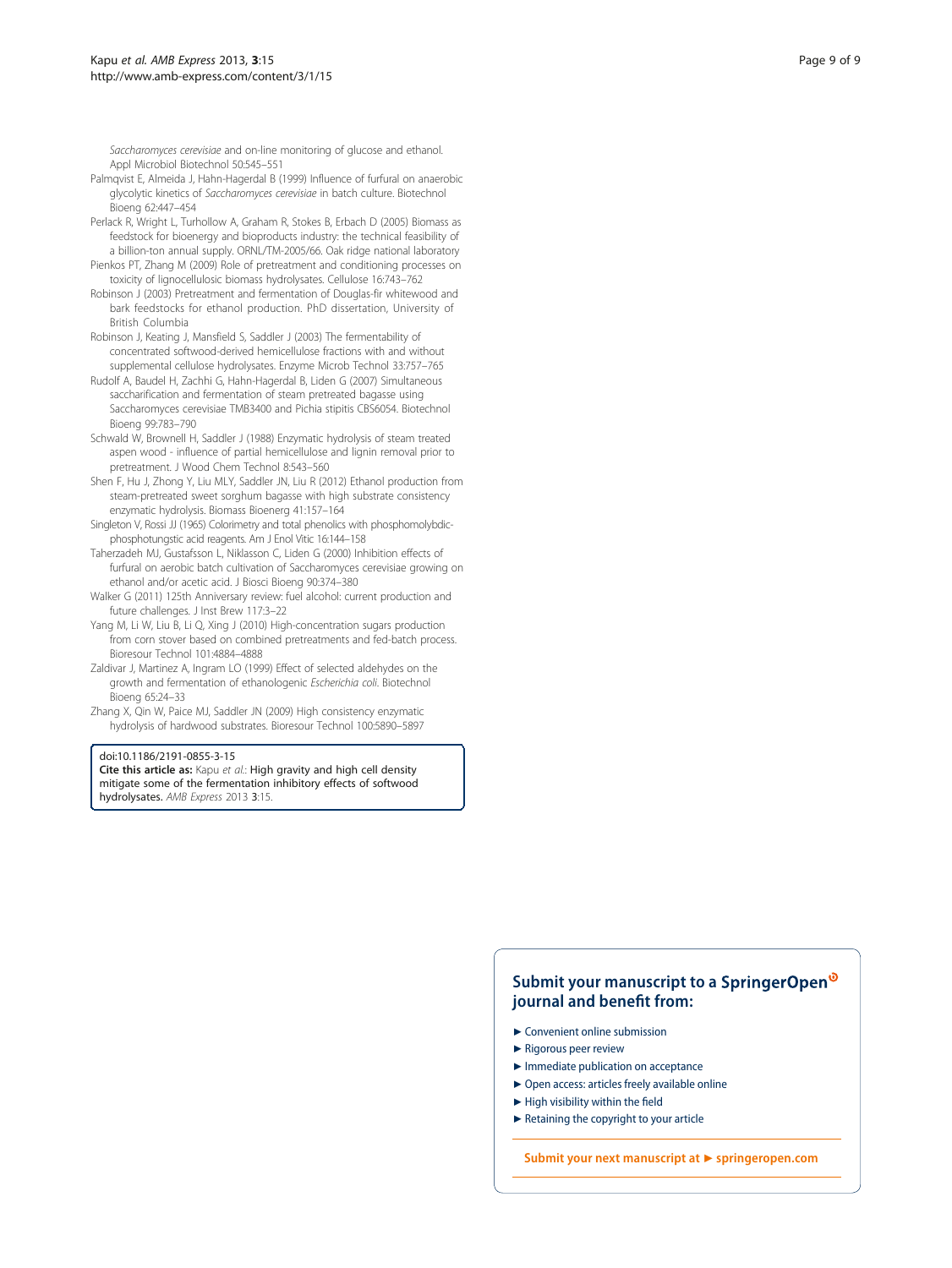*Saccharomyces cerevisiae* and on-line monitoring of glucose and ethanol. Appl Microbiol Biotechnol 50:545–551

Palmqvist E, Almeida J, Hahn-Hagerdal B (1999) Influence of furfural on anaerobic glycolytic kinetics of *Saccharomyces cerevisiae* in batch culture. Biotechnol Bioeng 62:447–454

Perlack R, Wright L, Turhollow A, Graham R, Stokes B, Erbach D (2005) Biomass as feedstock for bioenergy and bioproducts industry: the technical feasibility of a billion-ton annual supply. ORNL/TM-2005/66. Oak ridge national laboratory

Pienkos PT, Zhang M (2009) Role of pretreatment and conditioning processes on toxicity of lignocellulosic biomass hydrolysates. Cellulose 16:743–762

Robinson J (2003) Pretreatment and fermentation of Douglas-fir whitewood and bark feedstocks for ethanol production. PhD dissertation, University of British Columbia

Robinson J, Keating J, Mansfield S, Saddler J (2003) The fermentability of concentrated softwood-derived hemicellulose fractions with and without supplemental cellulose hydrolysates. Enzyme Microb Technol 33:757–765

Rudolf A, Baudel H, Zachhi G, Hahn-Hagerdal B, Liden G (2007) Simultaneous saccharification and fermentation of steam pretreated bagasse using Saccharomyces cerevisiae TMB3400 and Pichia stipitis CBS6054. Biotechnol Bioeng 99:783–790

Schwald W, Brownell H, Saddler J (1988) Enzymatic hydrolysis of steam treated aspen wood - influence of partial hemicellulose and lignin removal prior to pretreatment. J Wood Chem Technol 8:543–560

Shen F, Hu J, Zhong Y, Liu MLY, Saddler JN, Liu R (2012) Ethanol production from steam-pretreated sweet sorghum bagasse with high substrate consistency enzymatic hydrolysis. Biomass Bioenerg 41:157–164

Singleton V, Rossi JJ (1965) Colorimetry and total phenolics with phosphomolybdic-phosphotungstic acid reagents. Am J Enol Vitic 16:144–158

Taherzadeh MJ, Gustafsson L, Niklasson C, Liden G (2000) Inhibition effects of furfural on aerobic batch cultivation of Saccharomyces cerevisiae growing on ethanol and/or acetic acid. J Biosci Bioeng 90:374–380

Walker G (2011) 125th Anniversary review: fuel alcohol: current production and future challenges. J Inst Brew 117:3–22

Yang M, Li W, Liu B, Li Q, Xing J (2010) High-concentration sugars production from corn stover based on combined pretreatments and fed-batch process. Bioresour Technol 101:4884–4888

Zaldivar J, Martinez A, Ingram LO (1999) Effect of selected aldehydes on the growth and fermentation of ethanologenic *Escherichia coli*. Biotechnol Bioeng 65:24–33

Zhang X, Qin W, Paice MJ, Saddler JN (2009) High consistency enzymatic hydrolysis of hardwood substrates. Bioresour Technol 100:5890–5897

doi:10.1186/2191-0855-3-15

**Cite this article as:** Kapu *et al.*: High gravity and high cell density mitigate some of the fermentation inhibitory effects of softwood hydrolysates. *AMB Express* 2013 **3**:15.